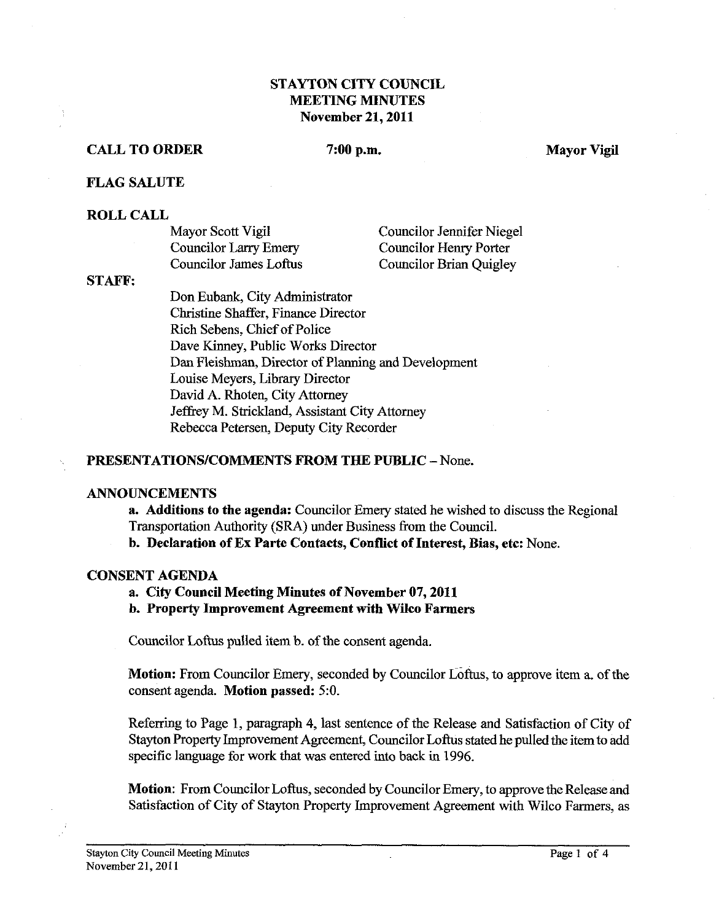# STAYTON CITY COUNCIL MEETING MINUTES
## November 21, 2011

**CALL TO ORDER** **7:00 p.m.** **Mayor Vigil**

**FLAG SALUTE**

**ROLL CALL**

Mayor Scott Vigil
Councilor Larry Emery
Councilor James Loftus
Councilor Jennifer Niegel
Councilor Henry Porter
Councilor Brian Quigley

**STAFF:**

Don Eubank, City Administrator
Christine Shaffer, Finance Director
Rich Sebens, Chief of Police
Dave Kinney, Public Works Director
Dan Fleishman, Director of Planning and Development
Louise Meyers, Library Director
David A. Rhoten, City Attorney
Jeffrey M. Strickland, Assistant City Attorney
Rebecca Petersen, Deputy City Recorder

**PRESENTATIONS/COMMENTS FROM THE PUBLIC** – None.

**ANNOUNCEMENTS**

**a. Additions to the agenda:** Councilor Emery stated he wished to discuss the Regional Transportation Authority (SRA) under Business from the Council.

**b. Declaration of Ex Parte Contacts, Conflict of Interest, Bias, etc:** None.

**CONSENT AGENDA**

**a. City Council Meeting Minutes of November 07, 2011**

**b. Property Improvement Agreement with Wilco Farmers**

Councilor Loftus pulled item b. of the consent agenda.

**Motion:** From Councilor Emery, seconded by Councilor Loftus, to approve item a. of the consent agenda. **Motion passed:** 5:0.

Referring to Page 1, paragraph 4, last sentence of the Release and Satisfaction of City of Stayton Property Improvement Agreement, Councilor Loftus stated he pulled the item to add specific language for work that was entered into back in 1996.

**Motion:** From Councilor Loftus, seconded by Councilor Emery, to approve the Release and Satisfaction of City of Stayton Property Improvement Agreement with Wilco Farmers, as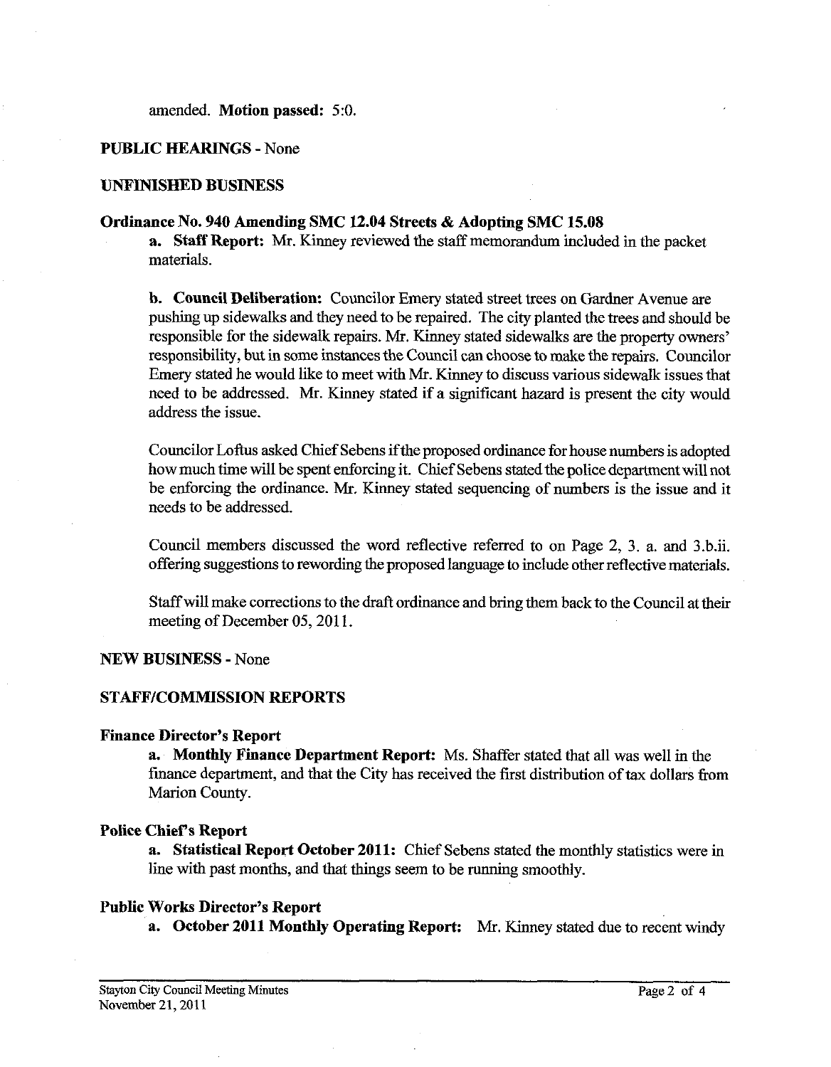amended. **Motion passed:** 5:0.

**PUBLIC HEARINGS** - None

**UNFINISHED BUSINESS**

**Ordinance No. 940 Amending SMC 12.04 Streets & Adopting SMC 15.08**

**a. Staff Report:** Mr. Kinney reviewed the staff memorandum included in the packet materials.

**b. Council Deliberation:** Councilor Emery stated street trees on Gardner Avenue are pushing up sidewalks and they need to be repaired. The city planted the trees and should be responsible for the sidewalk repairs. Mr. Kinney stated sidewalks are the property owners' responsibility, but in some instances the Council can choose to make the repairs. Councilor Emery stated he would like to meet with Mr. Kinney to discuss various sidewalk issues that need to be addressed. Mr. Kinney stated if a significant hazard is present the city would address the issue.

Councilor Loftus asked Chief Sebens if the proposed ordinance for house numbers is adopted how much time will be spent enforcing it. Chief Sebens stated the police department will not be enforcing the ordinance. Mr. Kinney stated sequencing of numbers is the issue and it needs to be addressed.

Council members discussed the word reflective referred to on Page 2, 3. a. and 3.b.ii. offering suggestions to rewording the proposed language to include other reflective materials.

Staff will make corrections to the draft ordinance and bring them back to the Council at their meeting of December 05, 2011.

**NEW BUSINESS** - None

**STAFF/COMMISSION REPORTS**

**Finance Director's Report**

**a. Monthly Finance Department Report:** Ms. Shaffer stated that all was well in the finance department, and that the City has received the first distribution of tax dollars from Marion County.

**Police Chief's Report**

**a. Statistical Report October 2011:** Chief Sebens stated the monthly statistics were in line with past months, and that things seem to be running smoothly.

**Public Works Director's Report**

**a. October 2011 Monthly Operating Report:** Mr. Kinney stated due to recent windy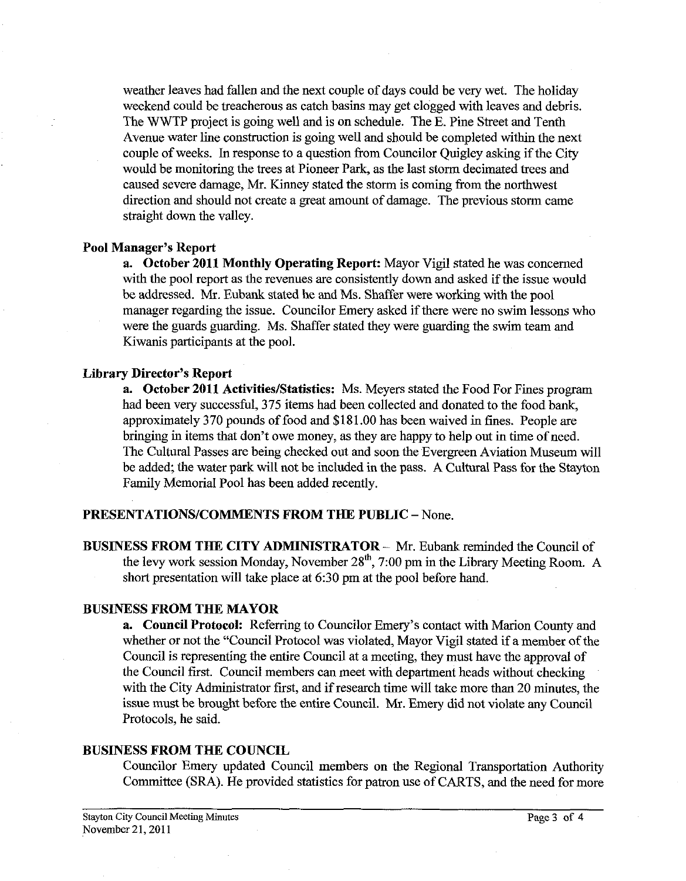weather leaves had fallen and the next couple of days could be very wet. The holiday weekend could be treacherous as catch basins may get clogged with leaves and debris. The WWTP project is going well and is on schedule. The E. Pine Street and Tenth Avenue water line construction is going well and should be completed within the next couple of weeks. In response to a question from Councilor Quigley asking if the City would be monitoring the trees at Pioneer Park, as the last storm decimated trees and caused severe damage, Mr. Kinney stated the storm is coming from the northwest direction and should not create a great amount of damage. The previous storm came straight down the valley.

### Pool Manager's Report

**a. October 2011 Monthly Operating Report:** Mayor Vigil stated he was concerned with the pool report as the revenues are consistently down and asked if the issue would be addressed. Mr. Eubank stated he and Ms. Shaffer were working with the pool manager regarding the issue. Councilor Emery asked if there were no swim lessons who were the guards guarding. Ms. Shaffer stated they were guarding the swim team and Kiwanis participants at the pool.

### Library Director's Report

**a. October 2011 Activities/Statistics:** Ms. Meyers stated the Food For Fines program had been very successful, 375 items had been collected and donated to the food bank, approximately 370 pounds of food and $181.00 has been waived in fines. People are bringing in items that don't owe money, as they are happy to help out in time of need. The Cultural Passes are being checked out and soon the Evergreen Aviation Museum will be added; the water park will not be included in the pass. A Cultural Pass for the Stayton Family Memorial Pool has been added recently.

## PRESENTATIONS/COMMENTS FROM THE PUBLIC – None.

**BUSINESS FROM THE CITY ADMINISTRATOR** – Mr. Eubank reminded the Council of the levy work session Monday, November 28th, 7:00 pm in the Library Meeting Room. A short presentation will take place at 6:30 pm at the pool before hand.

## BUSINESS FROM THE MAYOR

**a. Council Protocol:** Referring to Councilor Emery's contact with Marion County and whether or not the "Council Protocol was violated, Mayor Vigil stated if a member of the Council is representing the entire Council at a meeting, they must have the approval of the Council first. Council members can meet with department heads without checking with the City Administrator first, and if research time will take more than 20 minutes, the issue must be brought before the entire Council. Mr. Emery did not violate any Council Protocols, he said.

## BUSINESS FROM THE COUNCIL

Councilor Emery updated Council members on the Regional Transportation Authority Committee (SRA). He provided statistics for patron use of CARTS, and the need for more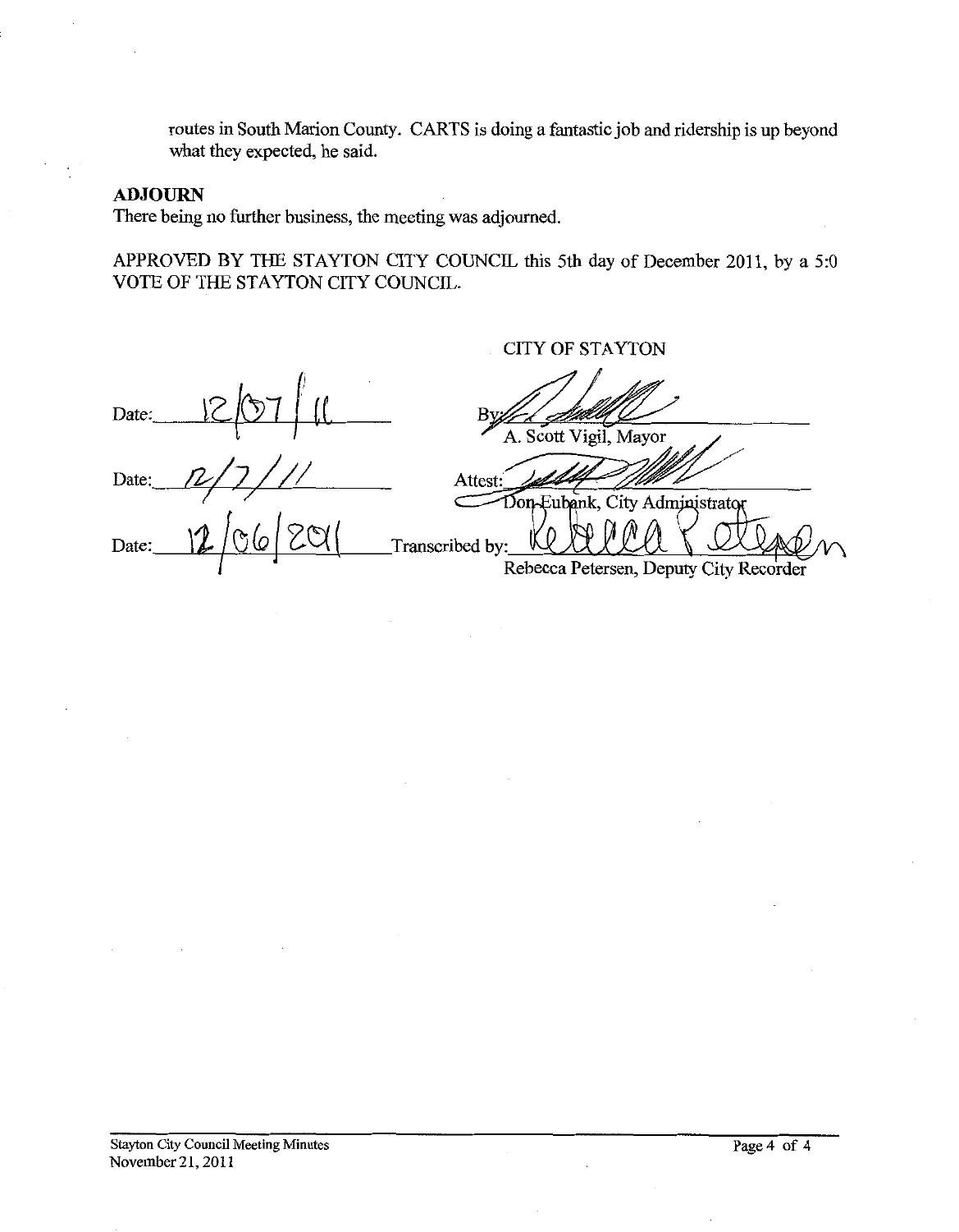routes in South Marion County. CARTS is doing a fantastic job and ridership is up beyond what they expected, he said.

**ADJOURN**

There being no further business, the meeting was adjourned.

APPROVED BY THE STAYTON CITY COUNCIL this 5th day of December 2011, by a 5:0 VOTE OF THE STAYTON CITY COUNCIL.

CITY OF STAYTON

Date: 12/07/11 By: ______________________
A. Scott Vigil, Mayor

Date: 12/7/11 Attest: ______________________
Don Eubank, City Administrator

Date: 12/06/2011 Transcribed by: ______________________
Rebecca Petersen, Deputy City Recorder